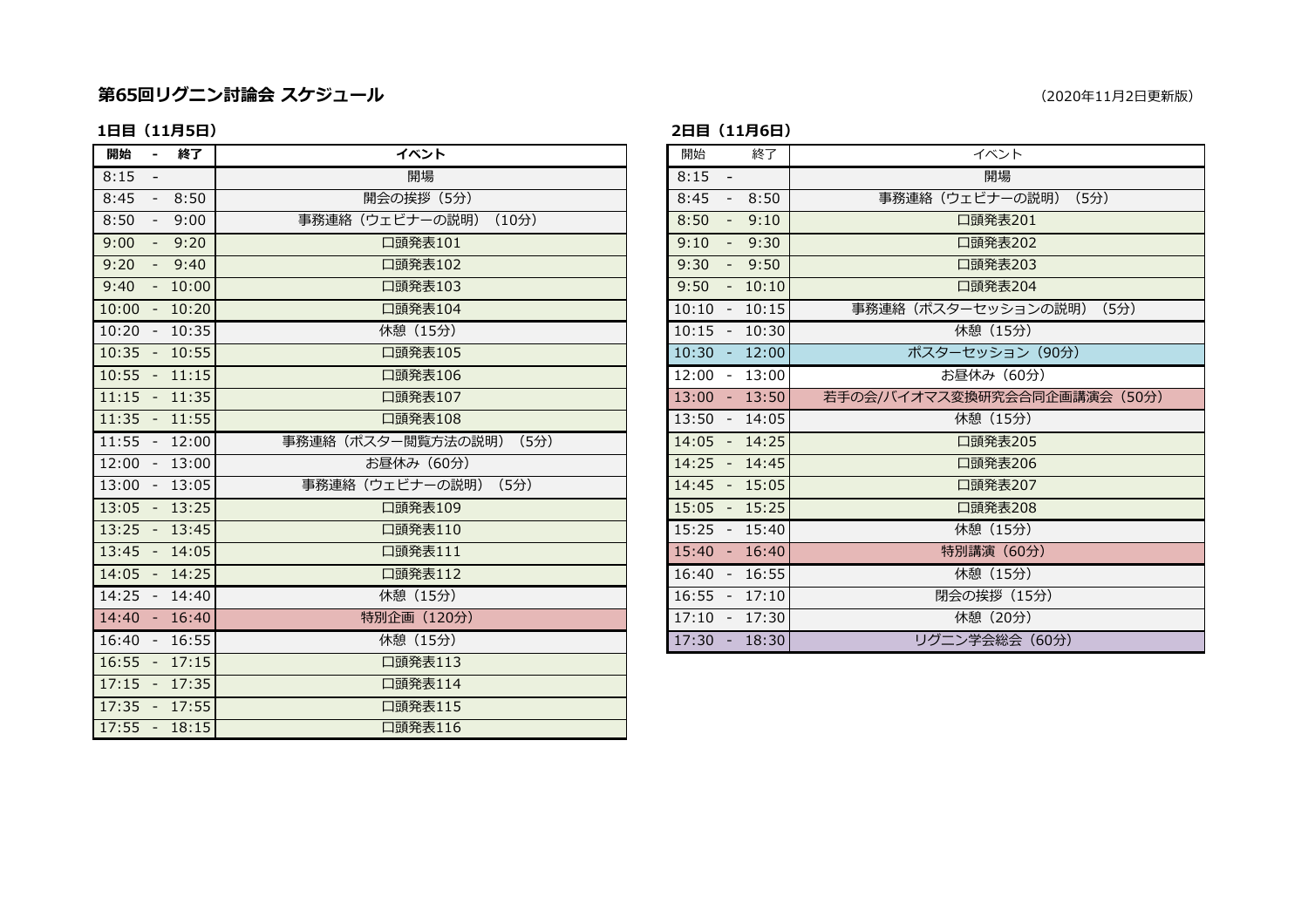# 第65回リグニン討論会 スケジュール

（2020年11月2日更新版）

## 1日目（11月5日）

| 開始 - 終了 | イベント |
|---|---|
| 8:15 - | 開場 |
| 8:45 - 8:50 | 開会の挨拶（5分） |
| 8:50 - 9:00 | 事務連絡（ウェビナーの説明）（10分） |
| 9:00 - 9:20 | 口頭発表101 |
| 9:20 - 9:40 | 口頭発表102 |
| 9:40 - 10:00 | 口頭発表103 |
| 10:00 - 10:20 | 口頭発表104 |
| 10:20 - 10:35 | 休憩（15分） |
| 10:35 - 10:55 | 口頭発表105 |
| 10:55 - 11:15 | 口頭発表106 |
| 11:15 - 11:35 | 口頭発表107 |
| 11:35 - 11:55 | 口頭発表108 |
| 11:55 - 12:00 | 事務連絡（ポスター閲覧方法の説明）（5分） |
| 12:00 - 13:00 | お昼休み（60分） |
| 13:00 - 13:05 | 事務連絡（ウェビナーの説明）（5分） |
| 13:05 - 13:25 | 口頭発表109 |
| 13:25 - 13:45 | 口頭発表110 |
| 13:45 - 14:05 | 口頭発表111 |
| 14:05 - 14:25 | 口頭発表112 |
| 14:25 - 14:40 | 休憩（15分） |
| 14:40 - 16:40 | 特別企画（120分） |
| 16:40 - 16:55 | 休憩（15分） |
| 16:55 - 17:15 | 口頭発表113 |
| 17:15 - 17:35 | 口頭発表114 |
| 17:35 - 17:55 | 口頭発表115 |
| 17:55 - 18:15 | 口頭発表116 |

## 2日目（11月6日）

| 開始 終了 | イベント |
|---|---|
| 8:15 - | 開場 |
| 8:45 - 8:50 | 事務連絡（ウェビナーの説明）（5分） |
| 8:50 - 9:10 | 口頭発表201 |
| 9:10 - 9:30 | 口頭発表202 |
| 9:30 - 9:50 | 口頭発表203 |
| 9:50 - 10:10 | 口頭発表204 |
| 10:10 - 10:15 | 事務連絡（ポスターセッションの説明）（5分） |
| 10:15 - 10:30 | 休憩（15分） |
| 10:30 - 12:00 | ポスターセッション（90分） |
| 12:00 - 13:00 | お昼休み（60分） |
| 13:00 - 13:50 | 若手の会/バイオマス変換研究会合同企画講演会（50分） |
| 13:50 - 14:05 | 休憩（15分） |
| 14:05 - 14:25 | 口頭発表205 |
| 14:25 - 14:45 | 口頭発表206 |
| 14:45 - 15:05 | 口頭発表207 |
| 15:05 - 15:25 | 口頭発表208 |
| 15:25 - 15:40 | 休憩（15分） |
| 15:40 - 16:40 | 特別講演（60分） |
| 16:40 - 16:55 | 休憩（15分） |
| 16:55 - 17:10 | 閉会の挨拶（15分） |
| 17:10 - 17:30 | 休憩（20分） |
| 17:30 - 18:30 | リグニン学会総会（60分） |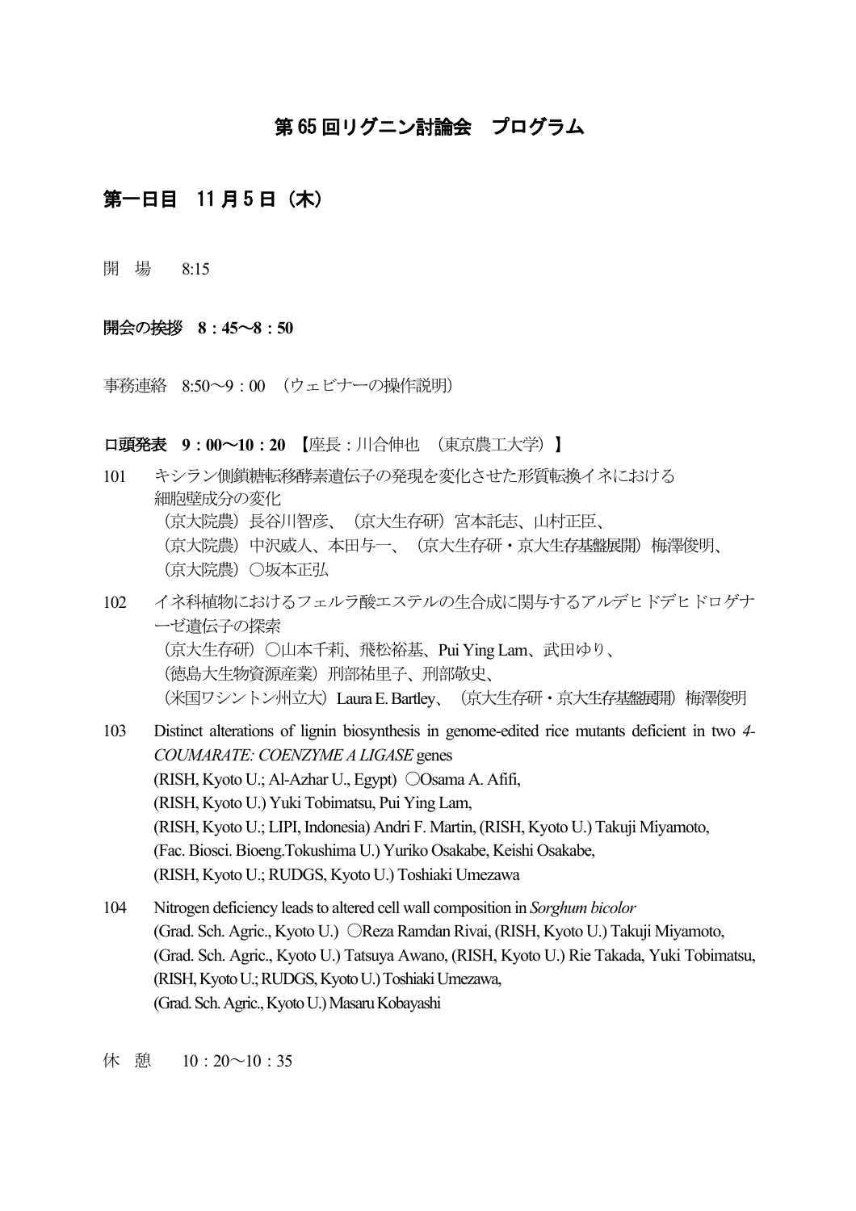# 第 65 回リグニン討論会　プログラム

## 第一日目　11 月 5 日（木）

開　場　　8:15

**開会の挨拶　8：45〜8：50**

事務連絡　8:50〜9：00　（ウェビナーの操作説明）

**口頭発表　9：00〜10：20**　【座長：川合伸也　（東京農工大学）】

101　キシラン側鎖糖転移酵素遺伝子の発現を変化させた形質転換イネにおける細胞壁成分の変化
（京大院農）長谷川智彦、（京大生存研）宮本託志、山村正臣、
（京大院農）中沢威人、本田与一、（京大生存研・京大生存基盤展開）梅澤俊明、
（京大院農）○坂本正弘

102　イネ科植物におけるフェルラ酸エステルの生合成に関与するアルデヒドデヒドロゲナーゼ遺伝子の探索
（京大生存研）○山本千莉、飛松裕基、Pui Ying Lam、武田ゆり、
（徳島大生物資源産業）刑部祐里子、刑部敬史、
（米国ワシントン州立大）Laura E. Bartley、（京大生存研・京大生存基盤展開）梅澤俊明

103　Distinct alterations of lignin biosynthesis in genome-edited rice mutants deficient in two *4-COUMARATE: COENZYME A LIGASE* genes
(RISH, Kyoto U.; Al-Azhar U., Egypt) ○Osama A. Afifi,
(RISH, Kyoto U.) Yuki Tobimatsu, Pui Ying Lam,
(RISH, Kyoto U.; LIPI, Indonesia) Andri F. Martin, (RISH, Kyoto U.) Takuji Miyamoto,
(Fac. Biosci. Bioeng.Tokushima U.) Yuriko Osakabe, Keishi Osakabe,
(RISH, Kyoto U.; RUDGS, Kyoto U.) Toshiaki Umezawa

104　Nitrogen deficiency leads to altered cell wall composition in *Sorghum bicolor*
(Grad. Sch. Agric., Kyoto U.) ○Reza Ramdan Rivai, (RISH, Kyoto U.) Takuji Miyamoto,
(Grad. Sch. Agric., Kyoto U.) Tatsuya Awano, (RISH, Kyoto U.) Rie Takada, Yuki Tobimatsu,
(RISH, Kyoto U.; RUDGS, Kyoto U.) Toshiaki Umezawa,
(Grad. Sch. Agric., Kyoto U.) Masaru Kobayashi

休　憩　　10：20〜10：35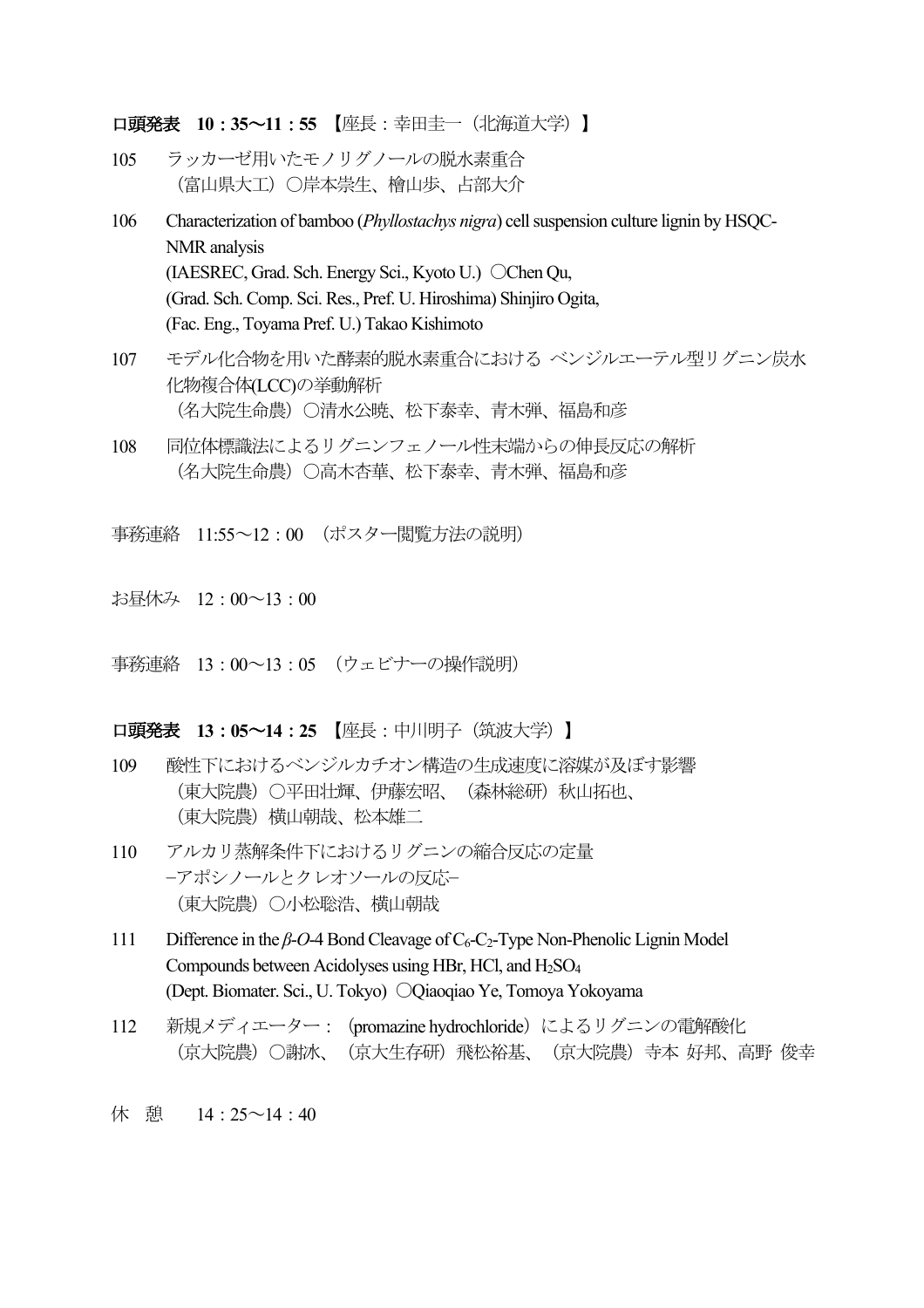**口頭発表　10：35〜11：55**　【座長：幸田圭一（北海道大学）】

105　ラッカーゼ用いたモノリグノールの脱水素重合
（富山県大工）○岸本崇生、檜山歩、占部大介

106　Characterization of bamboo (*Phyllostachys nigra*) cell suspension culture lignin by HSQC-NMR analysis
(IAESREC, Grad. Sch. Energy Sci., Kyoto U.) ○Chen Qu,
(Grad. Sch. Comp. Sci. Res., Pref. U. Hiroshima) Shinjiro Ogita,
(Fac. Eng., Toyama Pref. U.) Takao Kishimoto

107　モデル化合物を用いた酵素的脱水素重合における ベンジルエーテル型リグニン炭水化物複合体(LCC)の挙動解析
（名大院生命農）○清水公暁、松下泰幸、青木弾、福島和彦

108　同位体標識法によるリグニンフェノール性末端からの伸長反応の解析
（名大院生命農）○高木杏華、松下泰幸、青木弾、福島和彦

事務連絡　11:55〜12：00　（ポスター閲覧方法の説明）

お昼休み　12：00〜13：00

事務連絡　13：00〜13：05　（ウェビナーの操作説明）

**口頭発表　13：05〜14：25**　【座長：中川明子（筑波大学）】

109　酸性下におけるベンジルカチオン構造の生成速度に溶媒が及ぼす影響
（東大院農）○平田壮輝、伊藤宏昭、（森林総研）秋山拓也、
（東大院農）横山朝哉、松本雄二

110　アルカリ蒸解条件下におけるリグニンの縮合反応の定量
–アポシノールとクレオソールの反応–
（東大院農）○小松聡浩、横山朝哉

111　Difference in the *β-O*-4 Bond Cleavage of $C_6$-$C_2$-Type Non-Phenolic Lignin Model Compounds between Acidolyses using HBr, HCl, and $H_2SO_4$
(Dept. Biomater. Sci., U. Tokyo) ○Qiaoqiao Ye, Tomoya Yokoyama

112　新規メディエーター：（promazine hydrochloride）によるリグニンの電解酸化
（京大院農）○謝冰、（京大生存研）飛松裕基、（京大院農）寺本 好邦、高野 俊幸

休　憩　　14：25〜14：40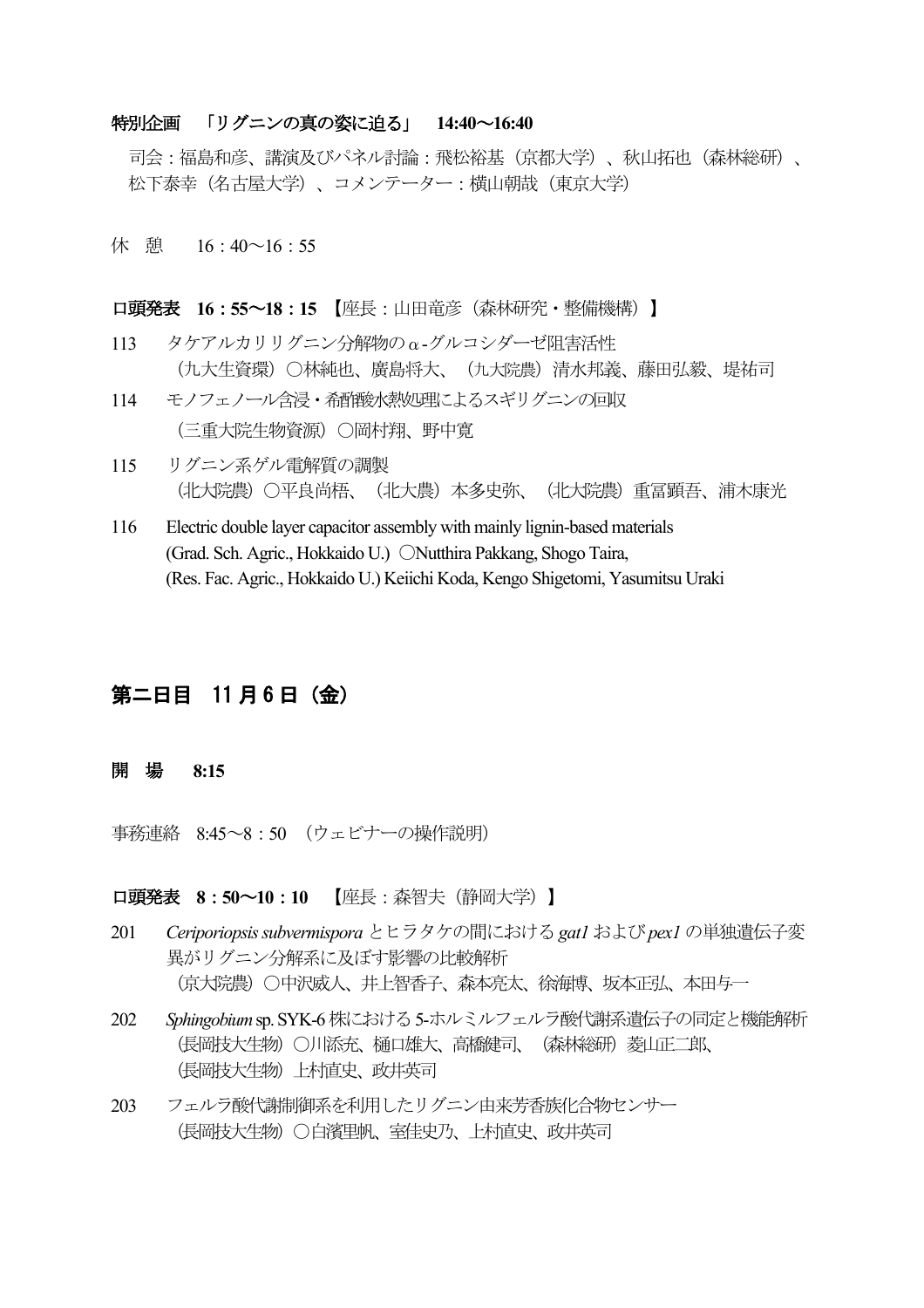**特別企画　「リグニンの真の姿に迫る」　14:40～16:40**

司会：福島和彦、講演及びパネル討論：飛松裕基（京都大学）、秋山拓也（森林総研）、松下泰幸（名古屋大学）、コメンテーター：横山朝哉（東京大学）

休　憩　　16：40～16：55

**口頭発表　16：55～18：15　【座長：山田竜彦（森林研究・整備機構）】**

113　タケアルカリリグニン分解物のα-グルコシダーゼ阻害活性
（九大生資環）○林純也、廣島将大、（九大院農）清水邦義、藤田弘毅、堤祐司

114　モノフェノール含浸・希酢酸水熱処理によるスギリグニンの回収
（三重大院生物資源）○岡村翔、野中寛

115　リグニン系ゲル電解質の調製
（北大院農）○平良尚梧、（北大農）本多史弥、（北大院農）重冨顕吾、浦木康光

116　Electric double layer capacitor assembly with mainly lignin-based materials
(Grad. Sch. Agric., Hokkaido U.) ○Nutthira Pakkang, Shogo Taira,
(Res. Fac. Agric., Hokkaido U.) Keiichi Koda, Kengo Shigetomi, Yasumitsu Uraki

## 第二日目　11 月 6 日（金）

**開　場　8:15**

事務連絡　8:45～8：50　（ウェビナーの操作説明）

**口頭発表　8：50～10：10　【座長：森智夫（静岡大学）】**

201　*Ceriporiopsis subvermispora* とヒラタケの間における *gat1* および *pex1* の単独遺伝子変異がリグニン分解系に及ぼす影響の比較解析
（京大院農）○中沢威人、井上智香子、森本亮太、徐海博、坂本正弘、本田与一

202　*Sphingobium* sp. SYK-6 株における 5-ホルミルフェルラ酸代謝系遺伝子の同定と機能解析
（長岡技大生物）○川添充、樋口雄大、高橋健司、（森林総研）菱山正二郎、
（長岡技大生物）上村直史、政井英司

203　フェルラ酸代謝制御系を利用したリグニン由来芳香族化合物センサー
（長岡技大生物）○白濱里帆、室佳史乃、上村直史、政井英司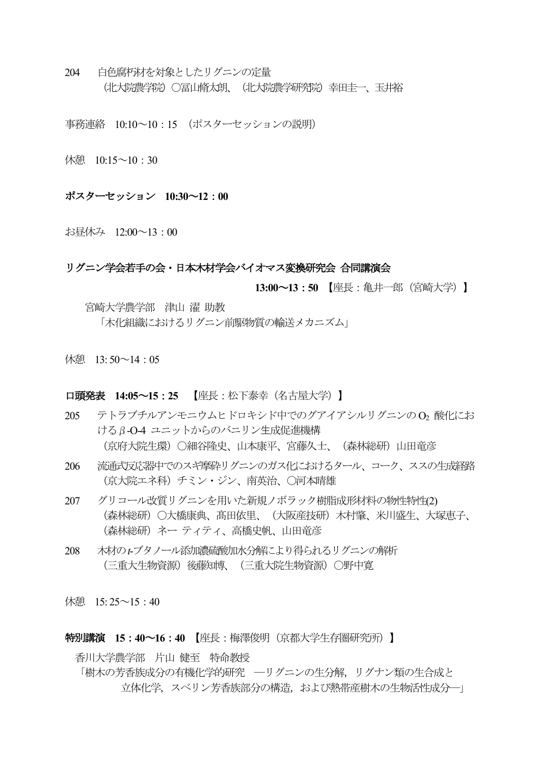204　白色腐朽材を対象としたリグニンの定量
（北大院農学院）○冨山脩太朗、（北大院農学研究院）幸田圭一、玉井裕

事務連絡　10:10～10：15　（ポスターセッションの説明）

休憩　10:15～10：30

**ポスターセッション　10:30～12：00**

お昼休み　12:00～13：00

**リグニン学会若手の会・日本木材学会バイオマス変換研究会 合同講演会**

**13:00～13：50**　【座長：亀井一郎（宮崎大学）】

宮崎大学農学部　津山 濯 助教
「木化組織におけるリグニン前駆物質の輸送メカニズム」

休憩　13: 50～14：05

**口頭発表　14:05～15：25**　【座長：松下泰幸（名古屋大学）】

205　テトラブチルアンモニウムヒドロキシド中でのグアイアシルリグニンの $O_2$ 酸化における $\beta$-O-4 ユニットからのバニリン生成促進機構
（京府大院生環）○細谷隆史、山本康平、宮藤久士、（森林総研）山田竜彦

206　流通式反応器中でのスギ摩砕リグニンのガス化におけるタール、コーク、ススの生成経路
（京大院エネ科）チミン・ジン、南英治、○河本晴雄

207　グリコール改質リグニンを用いた新規ノボラック樹脂成形材料の物性特性(2)
（森林総研）○大橋康典、髙田依里、（大阪産技研）木村肇、米川盛生、大塚恵子、（森林総研）ネー ティティ、高橋史帆、山田竜彦

208　木材の *t*-ブタノール添加濃硫酸加水分解により得られるリグニンの解析
（三重大生物資源）後藤知博、（三重大院生物資源）○野中寛

休憩　15: 25～15：40

**特別講演　15：40～16：40**　【座長：梅澤俊明（京都大学生存圏研究所）】

香川大学農学部　片山 健至　特命教授
「樹木の芳香族成分の有機化学的研究　―リグニンの生分解，リグナン類の生合成と立体化学，スベリン芳香族部分の構造，および熱帯産樹木の生物活性成分―」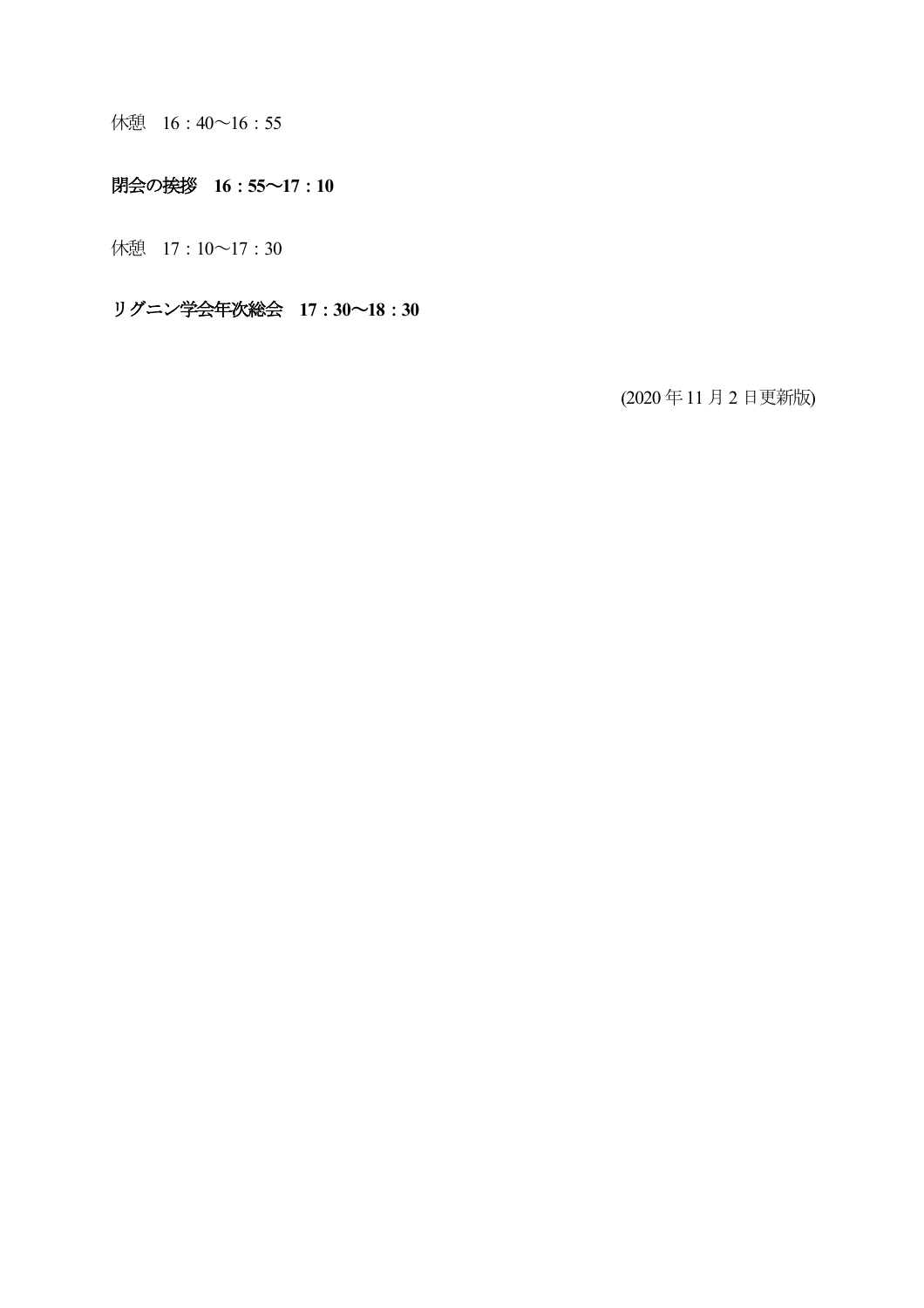休憩　16：40～16：55

**閉会の挨拶　16：55～17：10**

休憩　17：10～17：30

**リグニン学会年次総会　17：30～18：30**

(2020 年 11 月 2 日更新版)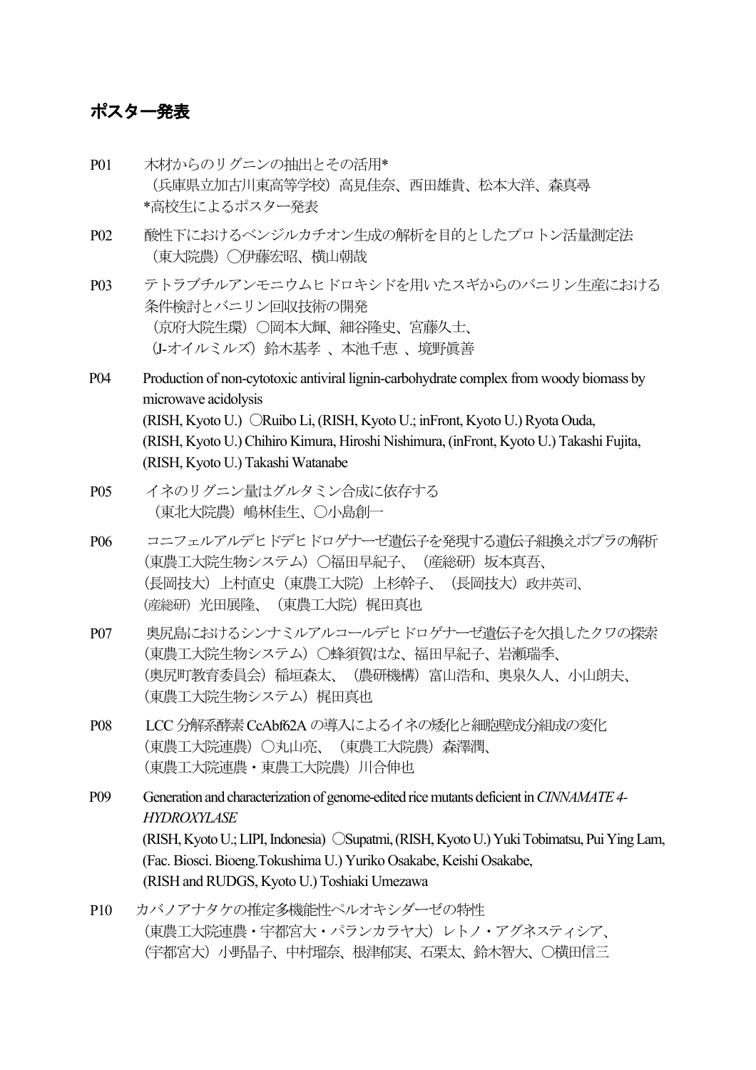## ポスター発表

P01　木材からのリグニンの抽出とその活用*
（兵庫県立加古川東高等学校）高見佳奈、西田雄貴、松本大洋、森真尋
*高校生によるポスター発表

P02　酸性下におけるベンジルカチオン生成の解析を目的としたプロトン活量測定法
（東大院農）○伊藤宏昭、横山朝哉

P03　テトラブチルアンモニウムヒドロキシドを用いたスギからのバニリン生産における条件検討とバニリン回収技術の開発
（京府大院生環）○岡本大輝、細谷隆史、宮藤久士、
（J-オイルミルズ）鈴木基孝 、本池千恵 、境野眞善

P04　Production of non-cytotoxic antiviral lignin-carbohydrate complex from woody biomass by microwave acidolysis
(RISH, Kyoto U.) ○Ruibo Li, (RISH, Kyoto U.; inFront, Kyoto U.) Ryota Ouda, (RISH, Kyoto U.) Chihiro Kimura, Hiroshi Nishimura, (inFront, Kyoto U.) Takashi Fujita, (RISH, Kyoto U.) Takashi Watanabe

P05　イネのリグニン量はグルタミン合成に依存する
（東北大院農）嶋林佳生、○小島創一

P06　コニフェルアルデヒドデヒドロゲナーゼ遺伝子を発現する遺伝子組換えポプラの解析
（東農工大院生物システム）○福田早紀子、（産総研）坂本真吾、
（長岡技大）上村直史（東農工大院）上杉幹子、（長岡技大）政井英司、
（産総研）光田展隆、（東農工大院）梶田真也

P07　奥尻島におけるシンナミルアルコールデヒドロゲナーゼ遺伝子を欠損したクワの探索
（東農工大院生物システム）○蜂須賀はな、福田早紀子、岩瀬瑞季、
（奥尻町教育委員会）稲垣森太、（農研機構）富山浩和、奥泉久人、小山朗夫、
（東農工大院生物システム）梶田真也

P08　LCC 分解系酵素 CcAbf62A の導入によるイネの矮化と細胞壁成分組成の変化
（東農工大院連農）○丸山亮、（東農工大院農）森澤潤、
（東農工大院連農・東農工大院農）川合伸也

P09　Generation and characterization of genome-edited rice mutants deficient in *CINNAMATE 4-HYDROXYLASE*
(RISH, Kyoto U.; LIPI, Indonesia) ○Supatmi, (RISH, Kyoto U.) Yuki Tobimatsu, Pui Ying Lam, (Fac. Biosci. Bioeng.Tokushima U.) Yuriko Osakabe, Keishi Osakabe, (RISH and RUDGS, Kyoto U.) Toshiaki Umezawa

P10　カバノアナタケの推定多機能性ペルオキシダーゼの特性
（東農工大院連農・宇都宮大・パランカラヤ大）レトノ・アグネスティシア、
（宇都宮大）小野晶子、中村瑠奈、根津郁実、石栗太、鈴木智大、○横田信三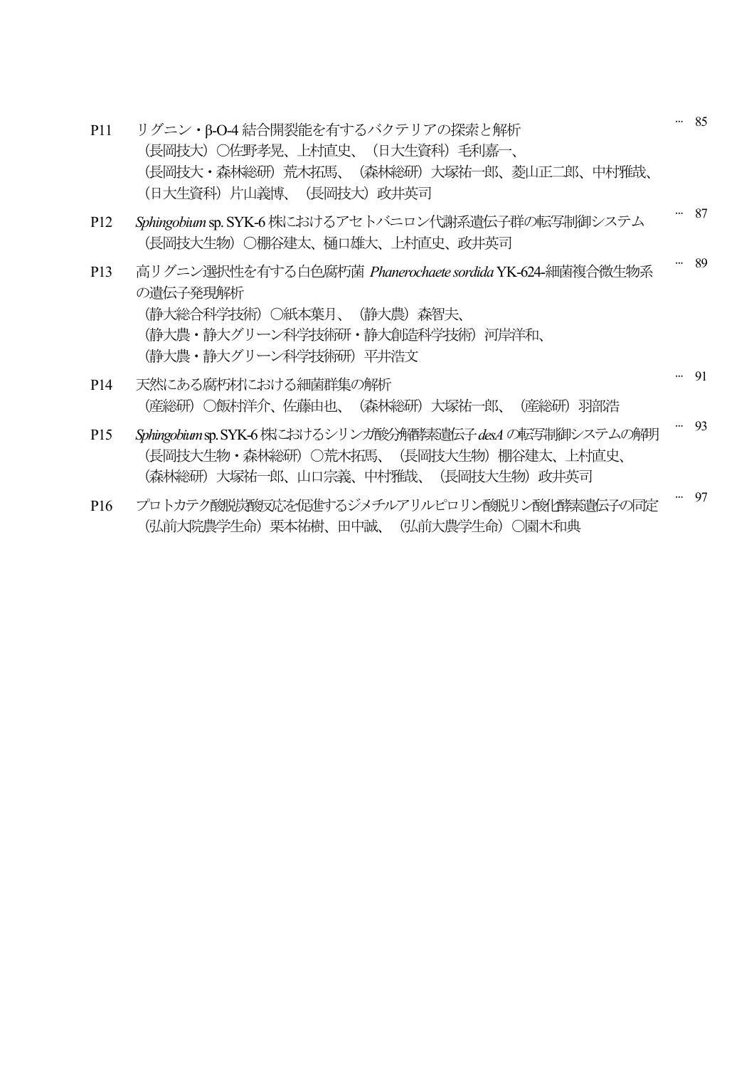P11 リグニン・β-O-4 結合開裂能を有するバクテリアの探索と解析 … 85
(長岡技大) ○佐野孝晃、上村直史、(日大生資科) 毛利嘉一、
(長岡技大・森林総研) 荒木拓馬、(森林総研) 大塚祐一郎、菱山正二郎、中村雅哉、
(日大生資科) 片山義博、(長岡技大) 政井英司

P12 *Sphingobium* sp. SYK-6 株におけるアセトバニロン代謝系遺伝子群の転写制御システム … 87
(長岡技大生物) ○棚谷建太、樋口雄大、上村直史、政井英司

P13 高リグニン選択性を有する白色腐朽菌 *Phanerochaete sordida* YK-624-細菌複合微生物系の遺伝子発現解析 … 89
(静大総合科学技術) ○紙本葉月、(静大農) 森智夫、
(静大農・静大グリーン科学技術研・静大創造科学技術) 河岸洋和、
(静大農・静大グリーン科学技術研) 平井浩文

P14 天然にある腐朽材における細菌群集の解析 … 91
(産総研) ○飯村洋介、佐藤由也、(森林総研) 大塚祐一郎、(産総研) 羽部浩

P15 *Sphingobium* sp. SYK-6 株におけるシリンガ酸分解酵素遺伝子 *desA* の転写制御システムの解明 … 93
(長岡技大生物・森林総研) ○荒木拓馬、(長岡技大生物) 棚谷建太、上村直史、
(森林総研) 大塚祐一郎、山口宗義、中村雅哉、(長岡技大生物) 政井英司

P16 プロトカテク酸脱炭酸反応を促進するジメチルアリルピロリン酸脱リン酸化酵素遺伝子の同定 … 97
(弘前大院農学生命) 栗本祐樹、田中誠、(弘前大農学生命) ○園木和典